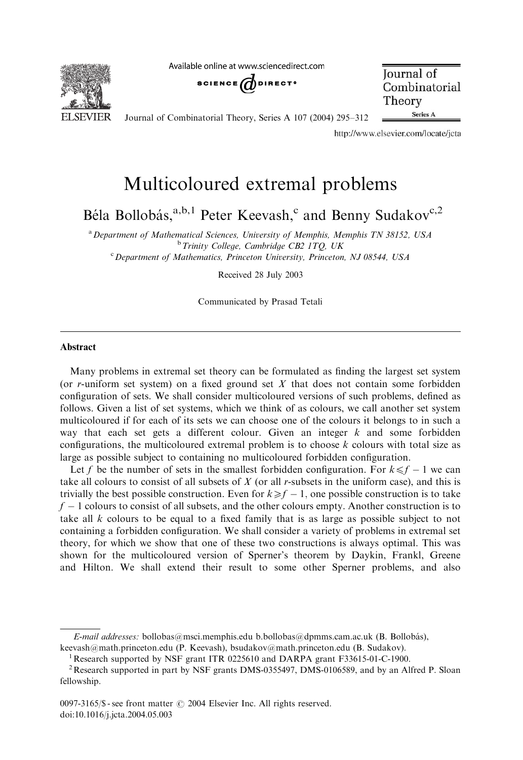# Multicoloured extremal problems

Béla Bollobás,[a,b,1] Peter Keevash,[c] and Benny Sudakov[c,2]

[a] Department of Mathematical Sciences, University of Memphis, Memphis TN 38152, USA
[b] Trinity College, Cambridge CB2 1TQ, UK
[c] Department of Mathematics, Princeton University, Princeton, NJ 08544, USA

Received 28 July 2003

Communicated by Prasad Tetali

## Abstract

Many problems in extremal set theory can be formulated as finding the largest set system (or $r$-uniform set system) on a fixed ground set $X$ that does not contain some forbidden configuration of sets. We shall consider multicoloured versions of such problems, defined as follows. Given a list of set systems, which we think of as colours, we call another set system multicoloured if for each of its sets we can choose one of the colours it belongs to in such a way that each set gets a different colour. Given an integer $k$ and some forbidden configurations, the multicoloured extremal problem is to choose $k$ colours with total size as large as possible subject to containing no multicoloured forbidden configuration.

Let $f$ be the number of sets in the smallest forbidden configuration. For $k \leqslant f-1$ we can take all colours to consist of all subsets of $X$ (or all $r$-subsets in the uniform case), and this is trivially the best possible construction. Even for $k \geqslant f-1$, one possible construction is to take $f-1$ colours to consist of all subsets, and the other colours empty. Another construction is to take all $k$ colours to be equal to a fixed family that is as large as possible subject to not containing a forbidden configuration. We shall consider a variety of problems in extremal set theory, for which we show that one of these two constructions is always optimal. This was shown for the multicoloured version of Sperner's theorem by Daykin, Frankl, Greene and Hilton. We shall extend their result to some other Sperner problems, and also

---

*E-mail addresses:* bollobas@msci.memphis.edu b.bollobas@dpmms.cam.ac.uk (B. Bollobás), keevash@math.princeton.edu (P. Keevash), bsudakov@math.princeton.edu (B. Sudakov).

[1] Research supported by NSF grant ITR 0225610 and DARPA grant F33615-01-C-1900.

[2] Research supported in part by NSF grants DMS-0355497, DMS-0106589, and by an Alfred P. Sloan fellowship.

0097-3165/$ - see front matter © 2004 Elsevier Inc. All rights reserved.
doi:10.1016/j.jcta.2004.05.003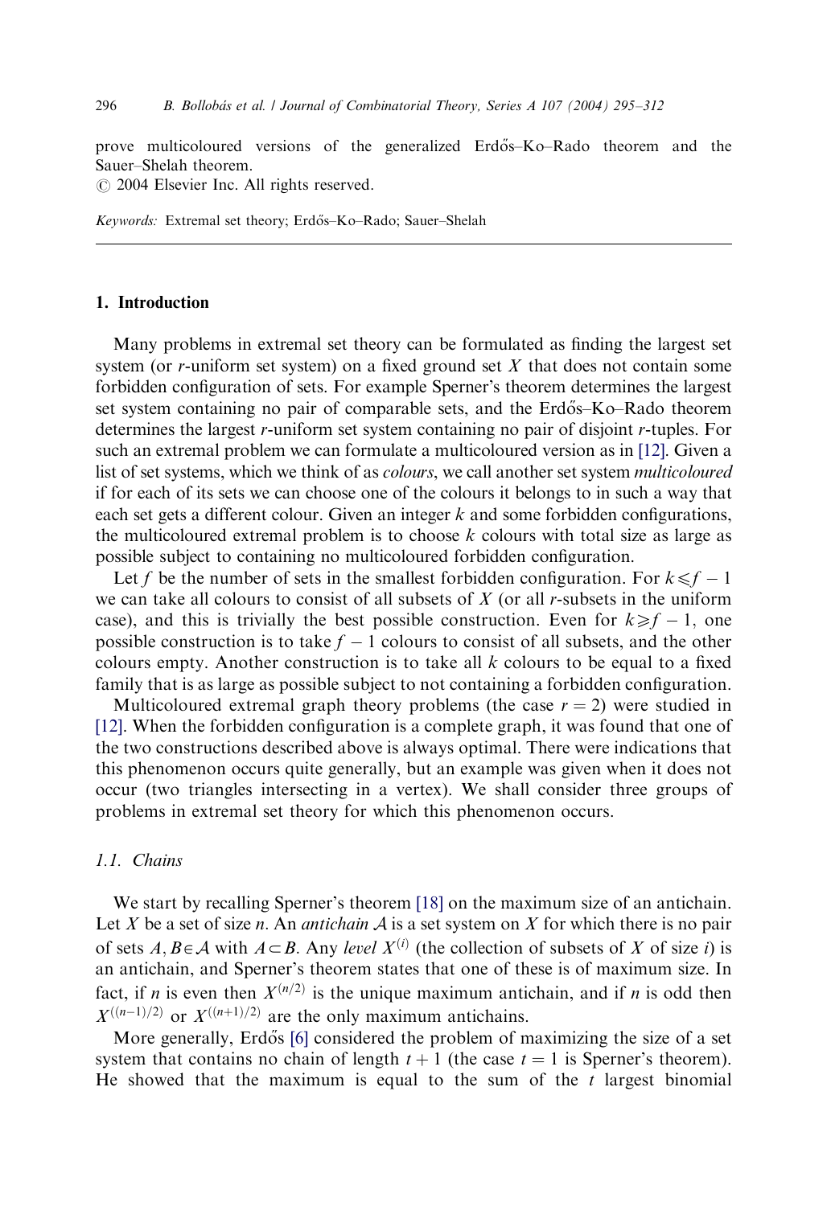prove multicoloured versions of the generalized Erdős–Ko–Rado theorem and the Sauer–Shelah theorem.
© 2004 Elsevier Inc. All rights reserved.

*Keywords:* Extremal set theory; Erdős–Ko–Rado; Sauer–Shelah

## 1. Introduction

Many problems in extremal set theory can be formulated as finding the largest set system (or $r$-uniform set system) on a fixed ground set $X$ that does not contain some forbidden configuration of sets. For example Sperner's theorem determines the largest set system containing no pair of comparable sets, and the Erdős–Ko–Rado theorem determines the largest $r$-uniform set system containing no pair of disjoint $r$-tuples. For such an extremal problem we can formulate a multicoloured version as in [12]. Given a list of set systems, which we think of as *colours*, we call another set system *multicoloured* if for each of its sets we can choose one of the colours it belongs to in such a way that each set gets a different colour. Given an integer $k$ and some forbidden configurations, the multicoloured extremal problem is to choose $k$ colours with total size as large as possible subject to containing no multicoloured forbidden configuration.

Let $f$ be the number of sets in the smallest forbidden configuration. For $k \leqslant f-1$ we can take all colours to consist of all subsets of $X$ (or all $r$-subsets in the uniform case), and this is trivially the best possible construction. Even for $k \geqslant f-1$, one possible construction is to take $f-1$ colours to consist of all subsets, and the other colours empty. Another construction is to take all $k$ colours to be equal to a fixed family that is as large as possible subject to not containing a forbidden configuration.

Multicoloured extremal graph theory problems (the case $r=2$) were studied in [12]. When the forbidden configuration is a complete graph, it was found that one of the two constructions described above is always optimal. There were indications that this phenomenon occurs quite generally, but an example was given when it does not occur (two triangles intersecting in a vertex). We shall consider three groups of problems in extremal set theory for which this phenomenon occurs.

### 1.1. Chains

We start by recalling Sperner's theorem [18] on the maximum size of an antichain. Let $X$ be a set of size $n$. An *antichain* $\mathcal{A}$ is a set system on $X$ for which there is no pair of sets $A, B \in \mathcal{A}$ with $A \subset B$. Any *level* $X^{(i)}$ (the collection of subsets of $X$ of size $i$) is an antichain, and Sperner's theorem states that one of these is of maximum size. In fact, if $n$ is even then $X^{(n/2)}$ is the unique maximum antichain, and if $n$ is odd then $X^{((n-1)/2)}$ or $X^{((n+1)/2)}$ are the only maximum antichains.

More generally, Erdős [6] considered the problem of maximizing the size of a set system that contains no chain of length $t+1$ (the case $t=1$ is Sperner's theorem). He showed that the maximum is equal to the sum of the $t$ largest binomial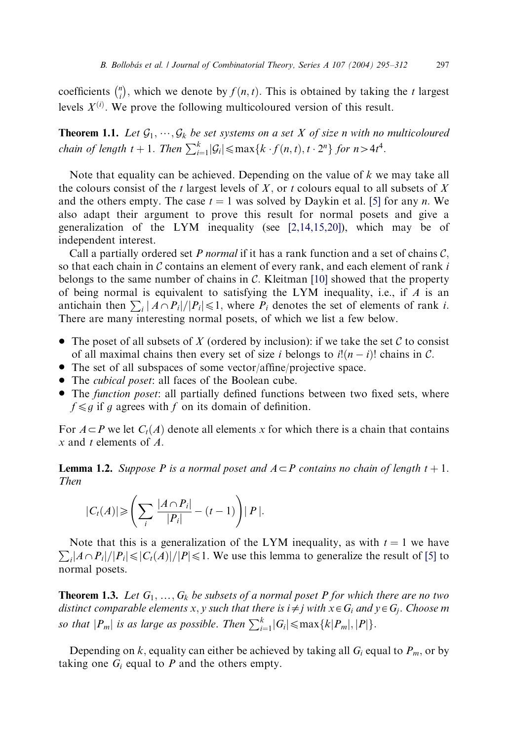coefficients $\binom{n}{i}$, which we denote by $f(n,t)$. This is obtained by taking the $t$ largest levels $X^{(i)}$. We prove the following multicoloured version of this result.

**Theorem 1.1.** *Let $\mathcal{G}_1, \cdots, \mathcal{G}_k$ be set systems on a set $X$ of size n with no multicoloured chain of length $t+1$. Then $\sum_{i=1}^{k} |\mathcal{G}_i| \leqslant \max\{k \cdot f(n,t), t \cdot 2^n\}$ for $n > 4t^4$.*

Note that equality can be achieved. Depending on the value of $k$ we may take all the colours consist of the $t$ largest levels of $X$, or $t$ colours equal to all subsets of $X$ and the others empty. The case $t = 1$ was solved by Daykin et al. [5] for any $n$. We also adapt their argument to prove this result for normal posets and give a generalization of the LYM inequality (see [2,14,15,20]), which may be of independent interest.

Call a partially ordered set $P$ *normal* if it has a rank function and a set of chains $\mathcal{C}$, so that each chain in $\mathcal{C}$ contains an element of every rank, and each element of rank $i$ belongs to the same number of chains in $\mathcal{C}$. Kleitman [10] showed that the property of being normal is equivalent to satisfying the LYM inequality, i.e., if $A$ is an antichain then $\sum_i |A \cap P_i|/|P_i| \leqslant 1$, where $P_i$ denotes the set of elements of rank $i$. There are many interesting normal posets, of which we list a few below.

- The poset of all subsets of $X$ (ordered by inclusion): if we take the set $\mathcal{C}$ to consist of all maximal chains then every set of size $i$ belongs to $i!(n-i)!$ chains in $\mathcal{C}$.
- The set of all subspaces of some vector/affine/projective space.
- The *cubical poset*: all faces of the Boolean cube.
- The *function poset*: all partially defined functions between two fixed sets, where $f \leqslant g$ if $g$ agrees with $f$ on its domain of definition.

For $A \subset P$ we let $C_t(A)$ denote all elements $x$ for which there is a chain that contains $x$ and $t$ elements of $A$.

**Lemma 1.2.** *Suppose $P$ is a normal poset and $A \subset P$ contains no chain of length $t+1$. Then*

$$|C_t(A)| \geqslant \left( \sum_i \frac{|A \cap P_i|}{|P_i|} - (t-1) \right) |P|.$$

Note that this is a generalization of the LYM inequality, as with $t = 1$ we have $\sum_i |A \cap P_i|/|P_i| \leqslant |C_t(A)|/|P| \leqslant 1$. We use this lemma to generalize the result of [5] to normal posets.

**Theorem 1.3.** *Let $G_1, \ldots, G_k$ be subsets of a normal poset $P$ for which there are no two distinct comparable elements $x, y$ such that there is $i \neq j$ with $x \in G_i$ and $y \in G_j$. Choose $m$ so that $|P_m|$ is as large as possible. Then $\sum_{i=1}^{k} |G_i| \leqslant \max\{k|P_m|, |P|\}$.*

Depending on $k$, equality can either be achieved by taking all $G_i$ equal to $P_m$, or by taking one $G_i$ equal to $P$ and the others empty.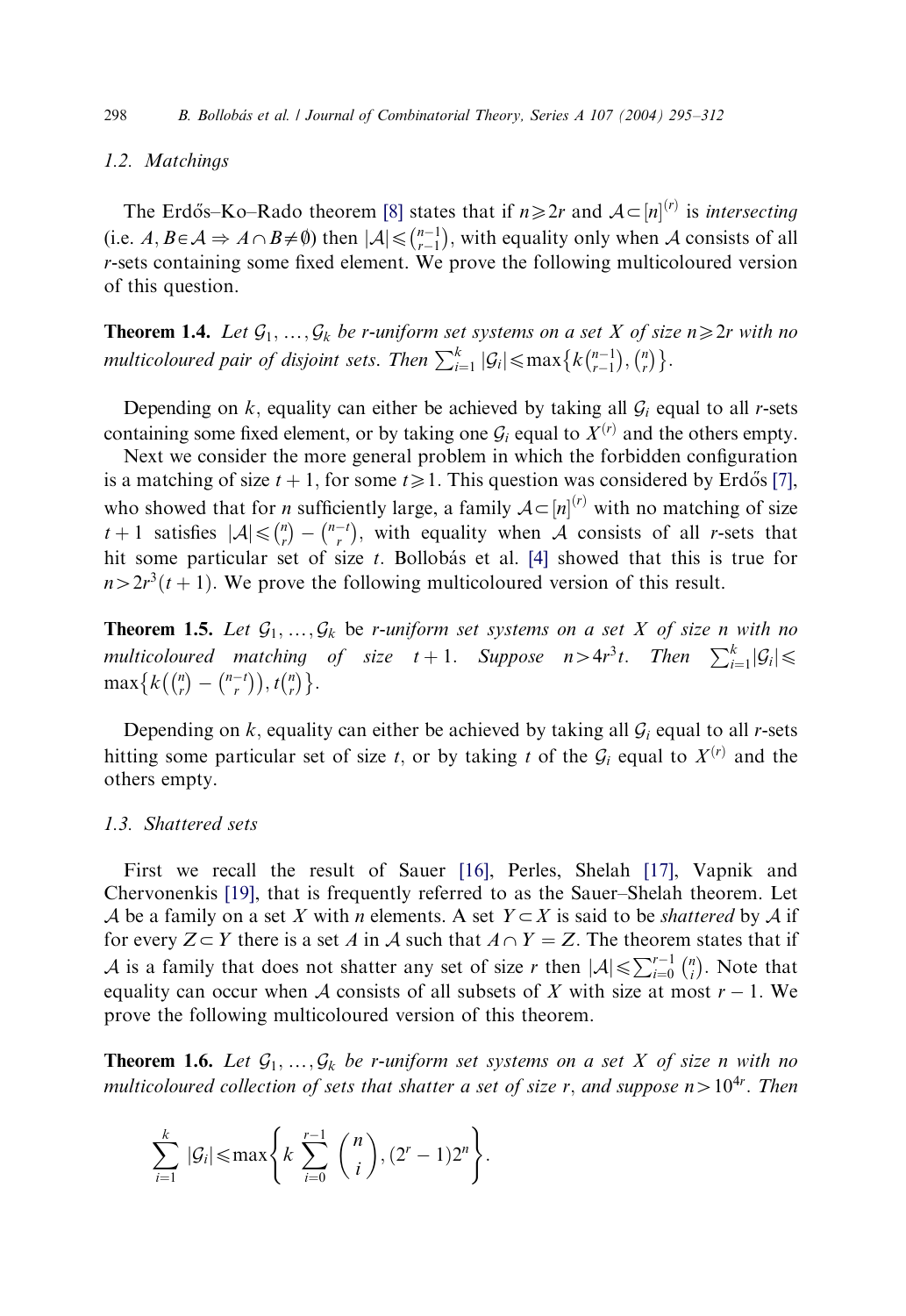### 1.2. Matchings

The Erdős–Ko–Rado theorem [8] states that if $n \geqslant 2r$ and $\mathcal{A} \subset [n]^{(r)}$ is *intersecting* (i.e. $A, B \in \mathcal{A} \Rightarrow A \cap B \neq \emptyset$) then $|\mathcal{A}| \leqslant \binom{n-1}{r-1}$, with equality only when $\mathcal{A}$ consists of all $r$-sets containing some fixed element. We prove the following multicoloured version of this question.

**Theorem 1.4.** *Let $\mathcal{G}_1, \ldots, \mathcal{G}_k$ be $r$-uniform set systems on a set $X$ of size $n \geqslant 2r$ with no multicoloured pair of disjoint sets. Then $\sum_{i=1}^{k} |\mathcal{G}_i| \leqslant \max\left\{k\binom{n-1}{r-1}, \binom{n}{r}\right\}$.*

Depending on $k$, equality can either be achieved by taking all $\mathcal{G}_i$ equal to all $r$-sets containing some fixed element, or by taking one $\mathcal{G}_i$ equal to $X^{(r)}$ and the others empty.

Next we consider the more general problem in which the forbidden configuration is a matching of size $t+1$, for some $t \geqslant 1$. This question was considered by Erdős [7], who showed that for $n$ sufficiently large, a family $\mathcal{A} \subset [n]^{(r)}$ with no matching of size $t+1$ satisfies $|\mathcal{A}| \leqslant \binom{n}{r} - \binom{n-t}{r}$, with equality when $\mathcal{A}$ consists of all $r$-sets that hit some particular set of size $t$. Bollobás et al. [4] showed that this is true for $n > 2r^3(t+1)$. We prove the following multicoloured version of this result.

**Theorem 1.5.** *Let $\mathcal{G}_1, \ldots, \mathcal{G}_k$ be $r$-uniform set systems on a set $X$ of size $n$ with no multicoloured matching of size $t+1$. Suppose $n > 4r^3 t$. Then $\sum_{i=1}^{k} |\mathcal{G}_i| \leqslant \max\left\{k\left(\binom{n}{r} - \binom{n-t}{r}\right), t\binom{n}{r}\right\}$.*

Depending on $k$, equality can either be achieved by taking all $\mathcal{G}_i$ equal to all $r$-sets hitting some particular set of size $t$, or by taking $t$ of the $\mathcal{G}_i$ equal to $X^{(r)}$ and the others empty.

### 1.3. Shattered sets

First we recall the result of Sauer [16], Perles, Shelah [17], Vapnik and Chervonenkis [19], that is frequently referred to as the Sauer–Shelah theorem. Let $\mathcal{A}$ be a family on a set $X$ with $n$ elements. A set $Y \subset X$ is said to be *shattered* by $\mathcal{A}$ if for every $Z \subset Y$ there is a set $A$ in $\mathcal{A}$ such that $A \cap Y = Z$. The theorem states that if $\mathcal{A}$ is a family that does not shatter any set of size $r$ then $|\mathcal{A}| \leqslant \sum_{i=0}^{r-1} \binom{n}{i}$. Note that equality can occur when $\mathcal{A}$ consists of all subsets of $X$ with size at most $r-1$. We prove the following multicoloured version of this theorem.

**Theorem 1.6.** *Let $\mathcal{G}_1, \ldots, \mathcal{G}_k$ be $r$-uniform set systems on a set $X$ of size $n$ with no multicoloured collection of sets that shatter a set of size $r$, and suppose $n > 10^{4r}$. Then*

$$\sum_{i=1}^{k} |\mathcal{G}_i| \leqslant \max\left\{k \sum_{i=0}^{r-1} \binom{n}{i}, (2^r - 1)2^n\right\}.$$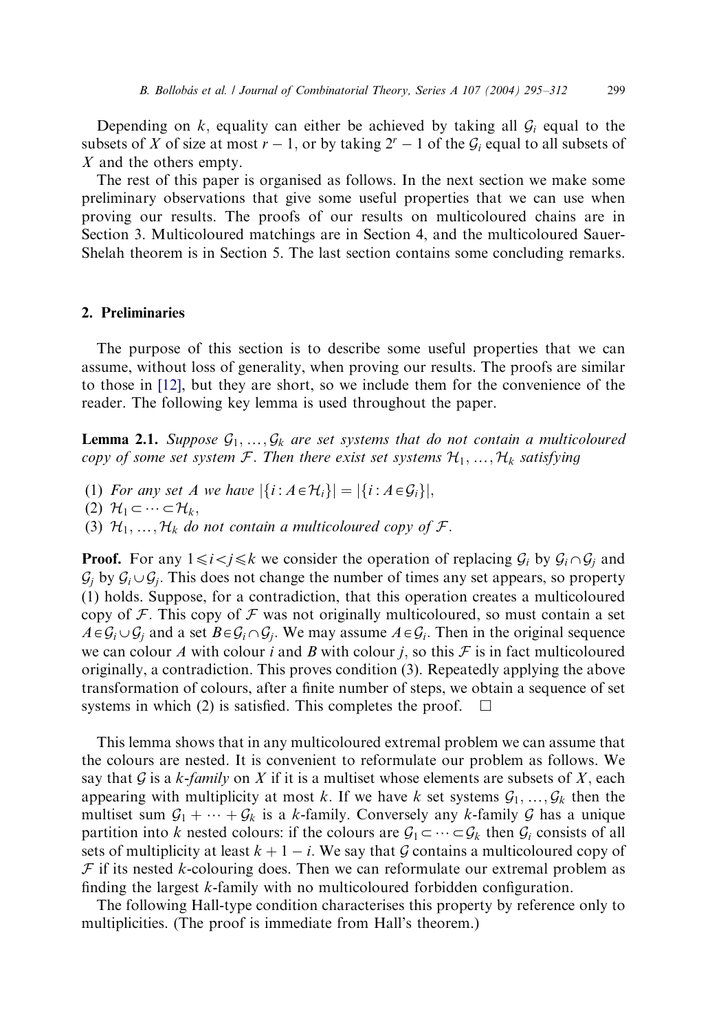Depending on $k$, equality can either be achieved by taking all $\mathcal{G}_i$ equal to the subsets of $X$ of size at most $r-1$, or by taking $2^r - 1$ of the $\mathcal{G}_i$ equal to all subsets of $X$ and the others empty.

The rest of this paper is organised as follows. In the next section we make some preliminary observations that give some useful properties that we can use when proving our results. The proofs of our results on multicoloured chains are in Section 3. Multicoloured matchings are in Section 4, and the multicoloured Sauer-Shelah theorem is in Section 5. The last section contains some concluding remarks.

## 2. Preliminaries

The purpose of this section is to describe some useful properties that we can assume, without loss of generality, when proving our results. The proofs are similar to those in [12], but they are short, so we include them for the convenience of the reader. The following key lemma is used throughout the paper.

**Lemma 2.1.** *Suppose $\mathcal{G}_1, \dots, \mathcal{G}_k$ are set systems that do not contain a multicoloured copy of some set system $\mathcal{F}$. Then there exist set systems $\mathcal{H}_1, \dots, \mathcal{H}_k$ satisfying*

(1) *For any set $A$ we have $|\{i : A \in \mathcal{H}_i\}| = |\{i : A \in \mathcal{G}_i\}|$,*
(2) *$\mathcal{H}_1 \subset \cdots \subset \mathcal{H}_k$,*
(3) *$\mathcal{H}_1, \dots, \mathcal{H}_k$ do not contain a multicoloured copy of $\mathcal{F}$.*

**Proof.** For any $1 \leqslant i < j \leqslant k$ we consider the operation of replacing $\mathcal{G}_i$ by $\mathcal{G}_i \cap \mathcal{G}_j$ and $\mathcal{G}_j$ by $\mathcal{G}_i \cup \mathcal{G}_j$. This does not change the number of times any set appears, so property (1) holds. Suppose, for a contradiction, that this operation creates a multicoloured copy of $\mathcal{F}$. This copy of $\mathcal{F}$ was not originally multicoloured, so must contain a set $A \in \mathcal{G}_i \cup \mathcal{G}_j$ and a set $B \in \mathcal{G}_i \cap \mathcal{G}_j$. We may assume $A \in \mathcal{G}_i$. Then in the original sequence we can colour $A$ with colour $i$ and $B$ with colour $j$, so this $\mathcal{F}$ is in fact multicoloured originally, a contradiction. This proves condition (3). Repeatedly applying the above transformation of colours, after a finite number of steps, we obtain a sequence of set systems in which (2) is satisfied. This completes the proof. $\square$

This lemma shows that in any multicoloured extremal problem we can assume that the colours are nested. It is convenient to reformulate our problem as follows. We say that $\mathcal{G}$ is a *$k$-family* on $X$ if it is a multiset whose elements are subsets of $X$, each appearing with multiplicity at most $k$. If we have $k$ set systems $\mathcal{G}_1, \dots, \mathcal{G}_k$ then the multiset sum $\mathcal{G}_1 + \cdots + \mathcal{G}_k$ is a $k$-family. Conversely any $k$-family $\mathcal{G}$ has a unique partition into $k$ nested colours: if the colours are $\mathcal{G}_1 \subset \cdots \subset \mathcal{G}_k$ then $\mathcal{G}_i$ consists of all sets of multiplicity at least $k + 1 - i$. We say that $\mathcal{G}$ contains a multicoloured copy of $\mathcal{F}$ if its nested $k$-colouring does. Then we can reformulate our extremal problem as finding the largest $k$-family with no multicoloured forbidden configuration.

The following Hall-type condition characterises this property by reference only to multiplicities. (The proof is immediate from Hall's theorem.)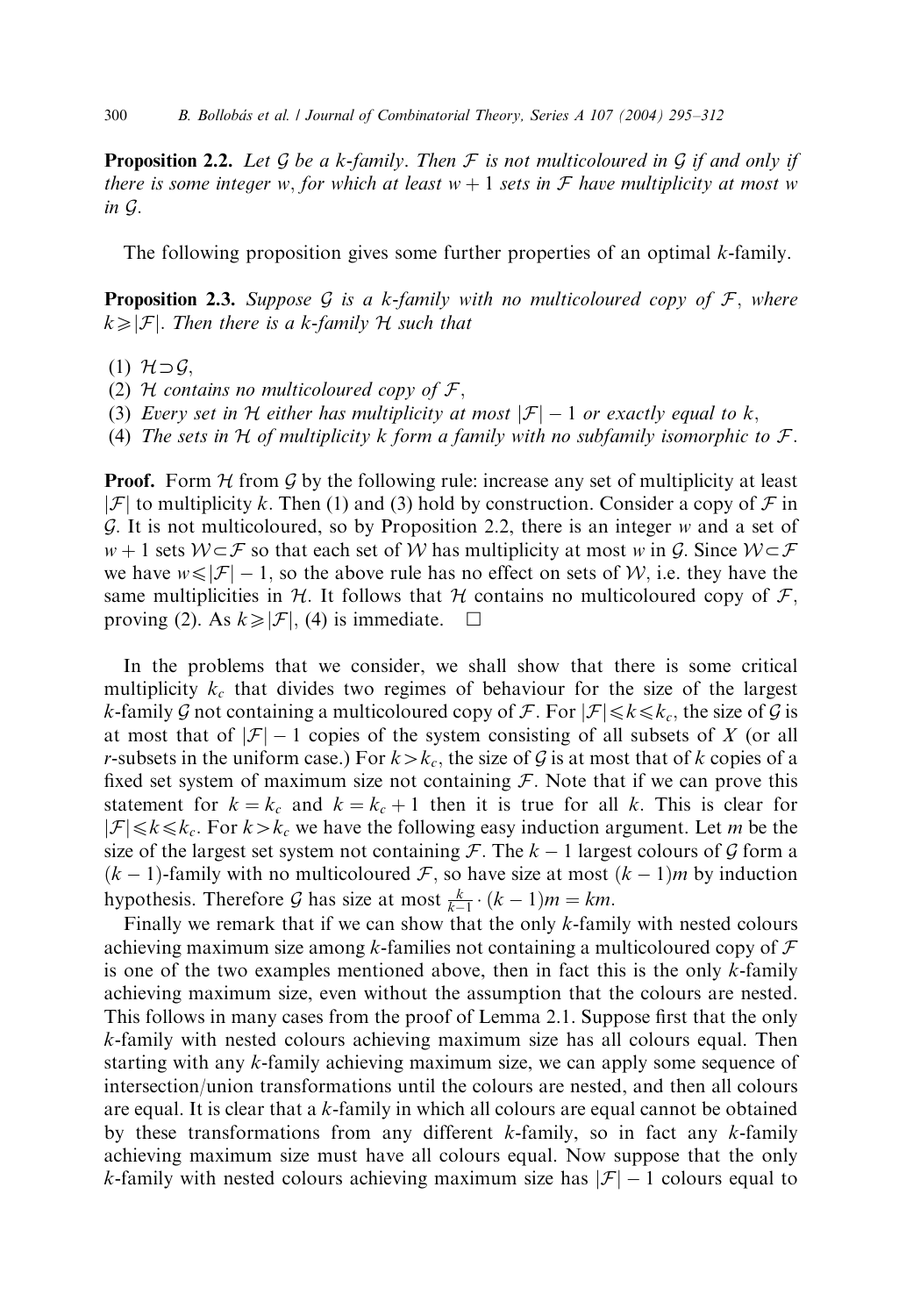**Proposition 2.2.** *Let $\mathcal{G}$ be a k-family. Then $\mathcal{F}$ is not multicoloured in $\mathcal{G}$ if and only if there is some integer w, for which at least $w+1$ sets in $\mathcal{F}$ have multiplicity at most w in $\mathcal{G}$.*

The following proposition gives some further properties of an optimal $k$-family.

**Proposition 2.3.** *Suppose $\mathcal{G}$ is a k-family with no multicoloured copy of $\mathcal{F}$, where $k \geqslant |\mathcal{F}|$. Then there is a k-family $\mathcal{H}$ such that*

(1) $\mathcal{H} \supset \mathcal{G}$,
(2) *$\mathcal{H}$ contains no multicoloured copy of $\mathcal{F}$,*
(3) *Every set in $\mathcal{H}$ either has multiplicity at most $|\mathcal{F}|-1$ or exactly equal to k,*
(4) *The sets in $\mathcal{H}$ of multiplicity k form a family with no subfamily isomorphic to $\mathcal{F}$.*

**Proof.** Form $\mathcal{H}$ from $\mathcal{G}$ by the following rule: increase any set of multiplicity at least $|\mathcal{F}|$ to multiplicity $k$. Then (1) and (3) hold by construction. Consider a copy of $\mathcal{F}$ in $\mathcal{G}$. It is not multicoloured, so by Proposition 2.2, there is an integer $w$ and a set of $w+1$ sets $\mathcal{W} \subset \mathcal{F}$ so that each set of $\mathcal{W}$ has multiplicity at most $w$ in $\mathcal{G}$. Since $\mathcal{W} \subset \mathcal{F}$ we have $w \leqslant |\mathcal{F}|-1$, so the above rule has no effect on sets of $\mathcal{W}$, i.e. they have the same multiplicities in $\mathcal{H}$. It follows that $\mathcal{H}$ contains no multicoloured copy of $\mathcal{F}$, proving (2). As $k \geqslant |\mathcal{F}|$, (4) is immediate. $\square$

In the problems that we consider, we shall show that there is some critical multiplicity $k_c$ that divides two regimes of behaviour for the size of the largest $k$-family $\mathcal{G}$ not containing a multicoloured copy of $\mathcal{F}$. For $|\mathcal{F}| \leqslant k \leqslant k_c$, the size of $\mathcal{G}$ is at most that of $|\mathcal{F}|-1$ copies of the system consisting of all subsets of $X$ (or all $r$-subsets in the uniform case.) For $k > k_c$, the size of $\mathcal{G}$ is at most that of $k$ copies of a fixed set system of maximum size not containing $\mathcal{F}$. Note that if we can prove this statement for $k = k_c$ and $k = k_c + 1$ then it is true for all $k$. This is clear for $|\mathcal{F}| \leqslant k \leqslant k_c$. For $k > k_c$ we have the following easy induction argument. Let $m$ be the size of the largest set system not containing $\mathcal{F}$. The $k-1$ largest colours of $\mathcal{G}$ form a $(k-1)$-family with no multicoloured $\mathcal{F}$, so have size at most $(k-1)m$ by induction hypothesis. Therefore $\mathcal{G}$ has size at most $\frac{k}{k-1} \cdot (k-1)m = km$.

Finally we remark that if we can show that the only $k$-family with nested colours achieving maximum size among $k$-families not containing a multicoloured copy of $\mathcal{F}$ is one of the two examples mentioned above, then in fact this is the only $k$-family achieving maximum size, even without the assumption that the colours are nested. This follows in many cases from the proof of Lemma 2.1. Suppose first that the only $k$-family with nested colours achieving maximum size has all colours equal. Then starting with any $k$-family achieving maximum size, we can apply some sequence of intersection/union transformations until the colours are nested, and then all colours are equal. It is clear that a $k$-family in which all colours are equal cannot be obtained by these transformations from any different $k$-family, so in fact any $k$-family achieving maximum size must have all colours equal. Now suppose that the only $k$-family with nested colours achieving maximum size has $|\mathcal{F}|-1$ colours equal to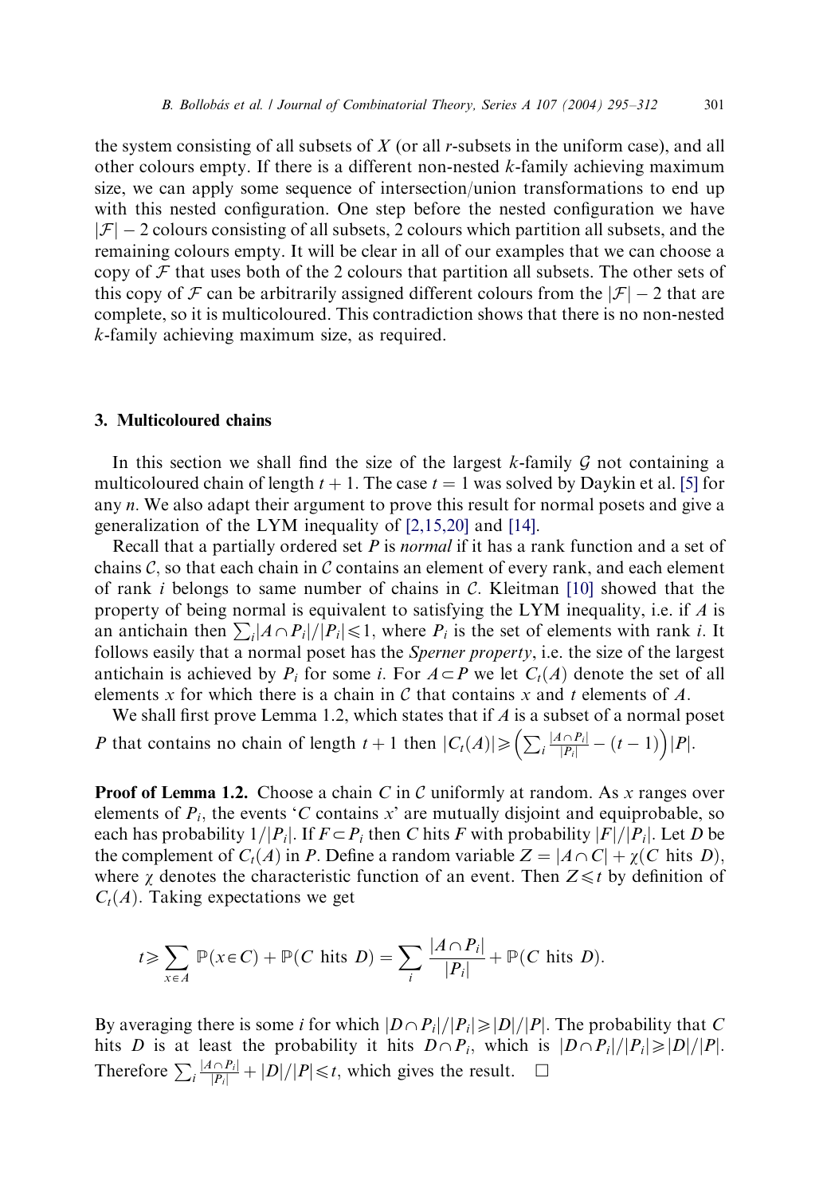the system consisting of all subsets of $X$ (or all $r$-subsets in the uniform case), and all other colours empty. If there is a different non-nested $k$-family achieving maximum size, we can apply some sequence of intersection/union transformations to end up with this nested configuration. One step before the nested configuration we have $|\mathcal{F}| - 2$ colours consisting of all subsets, 2 colours which partition all subsets, and the remaining colours empty. It will be clear in all of our examples that we can choose a copy of $\mathcal{F}$ that uses both of the 2 colours that partition all subsets. The other sets of this copy of $\mathcal{F}$ can be arbitrarily assigned different colours from the $|\mathcal{F}| - 2$ that are complete, so it is multicoloured. This contradiction shows that there is no non-nested $k$-family achieving maximum size, as required.

## 3. Multicoloured chains

In this section we shall find the size of the largest $k$-family $\mathcal{G}$ not containing a multicoloured chain of length $t+1$. The case $t = 1$ was solved by Daykin et al. [5] for any $n$. We also adapt their argument to prove this result for normal posets and give a generalization of the LYM inequality of [2,15,20] and [14].

Recall that a partially ordered set $P$ is *normal* if it has a rank function and a set of chains $\mathcal{C}$, so that each chain in $\mathcal{C}$ contains an element of every rank, and each element of rank $i$ belongs to same number of chains in $\mathcal{C}$. Kleitman [10] showed that the property of being normal is equivalent to satisfying the LYM inequality, i.e. if $A$ is an antichain then $\sum_i |A \cap P_i|/|P_i| \leqslant 1$, where $P_i$ is the set of elements with rank $i$. It follows easily that a normal poset has the *Sperner property*, i.e. the size of the largest antichain is achieved by $P_i$ for some $i$. For $A \subset P$ we let $C_t(A)$ denote the set of all elements $x$ for which there is a chain in $\mathcal{C}$ that contains $x$ and $t$ elements of $A$.

We shall first prove Lemma 1.2, which states that if $A$ is a subset of a normal poset $P$ that contains no chain of length $t+1$ then $|C_t(A)| \geqslant \left(\sum_i \frac{|A \cap P_i|}{|P_i|} - (t-1)\right)|P|$.

**Proof of Lemma 1.2.** Choose a chain $C$ in $\mathcal{C}$ uniformly at random. As $x$ ranges over elements of $P_i$, the events '$C$ contains $x$' are mutually disjoint and equiprobable, so each has probability $1/|P_i|$. If $F \subset P_i$ then $C$ hits $F$ with probability $|F|/|P_i|$. Let $D$ be the complement of $C_t(A)$ in $P$. Define a random variable $Z = |A \cap C| + \chi(C \text{ hits } D)$, where $\chi$ denotes the characteristic function of an event. Then $Z \leqslant t$ by definition of $C_t(A)$. Taking expectations we get

$$t \geqslant \sum_{x \in A} \mathbb{P}(x \in C) + \mathbb{P}(C \text{ hits } D) = \sum_i \frac{|A \cap P_i|}{|P_i|} + \mathbb{P}(C \text{ hits } D).$$

By averaging there is some $i$ for which $|D \cap P_i|/|P_i| \geqslant |D|/|P|$. The probability that $C$ hits $D$ is at least the probability it hits $D \cap P_i$, which is $|D \cap P_i|/|P_i| \geqslant |D|/|P|$. Therefore $\sum_i \frac{|A \cap P_i|}{|P_i|} + |D|/|P| \leqslant t$, which gives the result. $\square$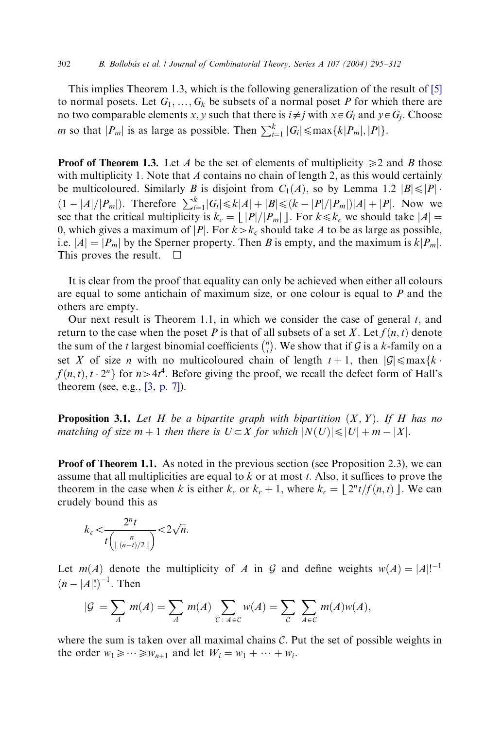This implies Theorem 1.3, which is the following generalization of the result of [5] to normal posets. Let $G_1, \ldots, G_k$ be subsets of a normal poset $P$ for which there are no two comparable elements $x, y$ such that there is $i \neq j$ with $x \in G_i$ and $y \in G_j$. Choose $m$ so that $|P_m|$ is as large as possible. Then $\sum_{i=1}^{k} |G_i| \leqslant \max\{k|P_m|, |P|\}$.

**Proof of Theorem 1.3.** Let $A$ be the set of elements of multiplicity $\geqslant 2$ and $B$ those with multiplicity 1. Note that $A$ contains no chain of length 2, as this would certainly be multicoloured. Similarly $B$ is disjoint from $C_1(A)$, so by Lemma 1.2 $|B| \leqslant |P| \cdot (1 - |A|/|P_m|)$. Therefore $\sum_{i=1}^{k} |G_i| \leqslant k|A| + |B| \leqslant (k - |P|/|P_m|)|A| + |P|$. Now we see that the critical multiplicity is $k_c = \lfloor |P|/|P_m| \rfloor$. For $k \leqslant k_c$ we should take $|A| = 0$, which gives a maximum of $|P|$. For $k > k_c$ should take $A$ to be as large as possible, i.e. $|A| = |P_m|$ by the Sperner property. Then $B$ is empty, and the maximum is $k|P_m|$. This proves the result. $\square$

It is clear from the proof that equality can only be achieved when either all colours are equal to some antichain of maximum size, or one colour is equal to $P$ and the others are empty.

Our next result is Theorem 1.1, in which we consider the case of general $t$, and return to the case when the poset $P$ is that of all subsets of a set $X$. Let $f(n,t)$ denote the sum of the $t$ largest binomial coefficients $\binom{n}{i}$. We show that if $\mathcal{G}$ is a $k$-family on a set $X$ of size $n$ with no multicoloured chain of length $t+1$, then $|\mathcal{G}| \leqslant \max\{k \cdot f(n,t), t \cdot 2^n\}$ for $n > 4t^4$. Before giving the proof, we recall the defect form of Hall's theorem (see, e.g., [3, p. 7]).

**Proposition 3.1.** *Let $H$ be a bipartite graph with bipartition $(X, Y)$. If $H$ has no matching of size $m+1$ then there is $U \subset X$ for which $|N(U)| \leqslant |U| + m - |X|$.*

**Proof of Theorem 1.1.** As noted in the previous section (see Proposition 2.3), we can assume that all multiplicities are equal to $k$ or at most $t$. Also, it suffices to prove the theorem in the case when $k$ is either $k_c$ or $k_c + 1$, where $k_c = \lfloor 2^n t / f(n,t) \rfloor$. We can crudely bound this as

$$k_c < \frac{2^n t}{t\binom{n}{\lfloor (n-t)/2 \rfloor}} < 2\sqrt{n}.$$

Let $m(A)$ denote the multiplicity of $A$ in $\mathcal{G}$ and define weights $w(A) = |A|!^{-1} (n - |A|!)^{-1}$. Then

$$|\mathcal{G}| = \sum_{A} m(A) = \sum_{A} m(A) \sum_{\mathcal{C}:\, A \in \mathcal{C}} w(A) = \sum_{\mathcal{C}} \sum_{A \in \mathcal{C}} m(A) w(A),$$

where the sum is taken over all maximal chains $\mathcal{C}$. Put the set of possible weights in the order $w_1 \geqslant \cdots \geqslant w_{n+1}$ and let $W_i = w_1 + \cdots + w_i$.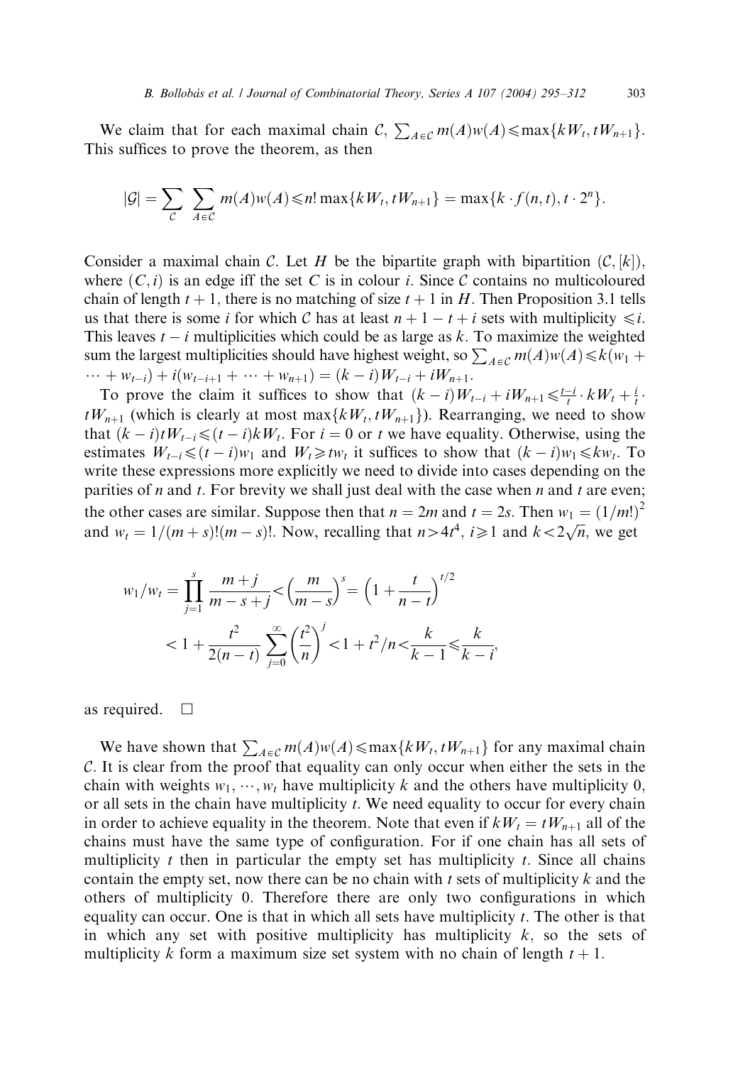We claim that for each maximal chain $\mathcal{C}$, $\sum_{A \in \mathcal{C}} m(A)w(A) \leqslant \max\{kW_t, tW_{n+1}\}$. This suffices to prove the theorem, as then

$$|\mathcal{G}| = \sum_{\mathcal{C}} \sum_{A \in \mathcal{C}} m(A)w(A) \leqslant n! \max\{kW_t, tW_{n+1}\} = \max\{k \cdot f(n,t), t \cdot 2^n\}.$$

Consider a maximal chain $\mathcal{C}$. Let $H$ be the bipartite graph with bipartition $(\mathcal{C}, [k])$, where $(C, i)$ is an edge iff the set $C$ is in colour $i$. Since $\mathcal{C}$ contains no multicoloured chain of length $t+1$, there is no matching of size $t+1$ in $H$. Then Proposition 3.1 tells us that there is some $i$ for which $\mathcal{C}$ has at least $n+1-t+i$ sets with multiplicity $\leqslant i$. This leaves $t-i$ multiplicities which could be as large as $k$. To maximize the weighted sum the largest multiplicities should have highest weight, so $\sum_{A \in \mathcal{C}} m(A)w(A) \leqslant k(w_1 + \cdots + w_{t-i}) + i(w_{t-i+1} + \cdots + w_{n+1}) = (k-i)W_{t-i} + iW_{n+1}$.

To prove the claim it suffices to show that $(k-i)W_{t-i} + iW_{n+1} \leqslant \frac{t-i}{t} \cdot kW_t + \frac{i}{t} \cdot tW_{n+1}$ (which is clearly at most $\max\{kW_t, tW_{n+1}\}$). Rearranging, we need to show that $(k-i)tW_{t-i} \leqslant (t-i)kW_t$. For $i=0$ or $t$ we have equality. Otherwise, using the estimates $W_{t-i} \leqslant (t-i)w_1$ and $W_t \geqslant tw_t$ it suffices to show that $(k-i)w_1 \leqslant kw_t$. To write these expressions more explicitly we need to divide into cases depending on the parities of $n$ and $t$. For brevity we shall just deal with the case when $n$ and $t$ are even; the other cases are similar. Suppose then that $n = 2m$ and $t = 2s$. Then $w_1 = (1/m!)^2$ and $w_t = 1/(m+s)!(m-s)!$. Now, recalling that $n > 4t^4$, $i \geqslant 1$ and $k < 2\sqrt{n}$, we get

$$\begin{aligned} w_1/w_t &= \prod_{j=1}^{s} \frac{m+j}{m-s+j} < \left(\frac{m}{m-s}\right)^s = \left(1 + \frac{t}{n-t}\right)^{t/2} \\ &< 1 + \frac{t^2}{2(n-t)} \sum_{j=0}^{\infty} \left(\frac{t^2}{n}\right)^j < 1 + t^2/n < \frac{k}{k-1} \leqslant \frac{k}{k-i}, \end{aligned}$$

as required. $\square$

We have shown that $\sum_{A \in \mathcal{C}} m(A)w(A) \leqslant \max\{kW_t, tW_{n+1}\}$ for any maximal chain $\mathcal{C}$. It is clear from the proof that equality can only occur when either the sets in the chain with weights $w_1, \cdots, w_t$ have multiplicity $k$ and the others have multiplicity 0, or all sets in the chain have multiplicity $t$. We need equality to occur for every chain in order to achieve equality in the theorem. Note that even if $kW_t = tW_{n+1}$ all of the chains must have the same type of configuration. For if one chain has all sets of multiplicity $t$ then in particular the empty set has multiplicity $t$. Since all chains contain the empty set, now there can be no chain with $t$ sets of multiplicity $k$ and the others of multiplicity 0. Therefore there are only two configurations in which equality can occur. One is that in which all sets have multiplicity $t$. The other is that in which any set with positive multiplicity has multiplicity $k$, so the sets of multiplicity $k$ form a maximum size set system with no chain of length $t+1$.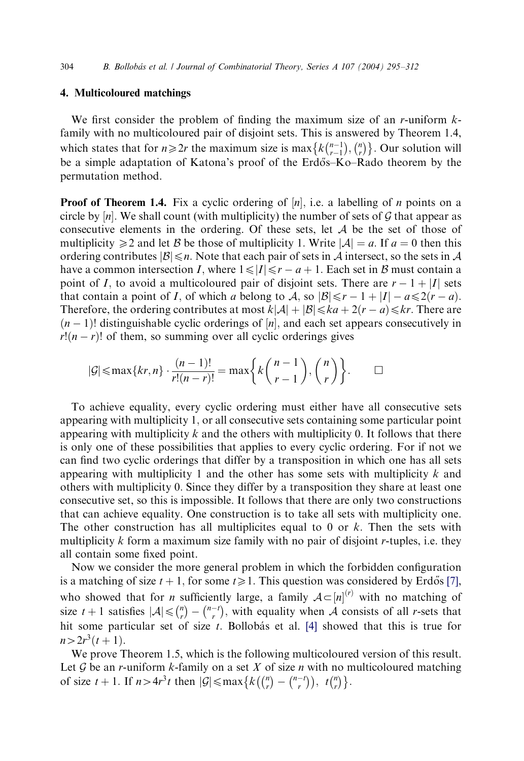## 4. Multicoloured matchings

We first consider the problem of finding the maximum size of an $r$-uniform $k$-family with no multicoloured pair of disjoint sets. This is answered by Theorem 1.4, which states that for $n \geqslant 2r$ the maximum size is $\max\{k\binom{n-1}{r-1}, \binom{n}{r}\}$. Our solution will be a simple adaptation of Katona's proof of the Erdős–Ko–Rado theorem by the permutation method.

**Proof of Theorem 1.4.** Fix a cyclic ordering of $[n]$, i.e. a labelling of $n$ points on a circle by $[n]$. We shall count (with multiplicity) the number of sets of $\mathcal{G}$ that appear as consecutive elements in the ordering. Of these sets, let $\mathcal{A}$ be the set of those of multiplicity $\geqslant 2$ and let $\mathcal{B}$ be those of multiplicity 1. Write $|\mathcal{A}| = a$. If $a = 0$ then this ordering contributes $|\mathcal{B}| \leqslant n$. Note that each pair of sets in $\mathcal{A}$ intersect, so the sets in $\mathcal{A}$ have a common intersection $I$, where $1 \leqslant |I| \leqslant r - a + 1$. Each set in $\mathcal{B}$ must contain a point of $I$, to avoid a multicoloured pair of disjoint sets. There are $r - 1 + |I|$ sets that contain a point of $I$, of which $a$ belong to $\mathcal{A}$, so $|\mathcal{B}| \leqslant r - 1 + |I| - a \leqslant 2(r-a)$. Therefore, the ordering contributes at most $k|\mathcal{A}| + |\mathcal{B}| \leqslant ka + 2(r-a) \leqslant kr$. There are $(n-1)!$ distinguishable cyclic orderings of $[n]$, and each set appears consecutively in $r!(n-r)!$ of them, so summing over all cyclic orderings gives

$$|\mathcal{G}| \leqslant \max\{kr, n\} \cdot \frac{(n-1)!}{r!(n-r)!} = \max\left\{k\binom{n-1}{r-1}, \binom{n}{r}\right\}. \qquad \square$$

To achieve equality, every cyclic ordering must either have all consecutive sets appearing with multiplicity 1, or all consecutive sets containing some particular point appearing with multiplicity $k$ and the others with multiplicity 0. It follows that there is only one of these possibilities that applies to every cyclic ordering. For if not we can find two cyclic orderings that differ by a transposition in which one has all sets appearing with multiplicity 1 and the other has some sets with multiplicity $k$ and others with multiplicity 0. Since they differ by a transposition they share at least one consecutive set, so this is impossible. It follows that there are only two constructions that can achieve equality. One construction is to take all sets with multiplicity one. The other construction has all multiplicites equal to 0 or $k$. Then the sets with multiplicity $k$ form a maximum size family with no pair of disjoint $r$-tuples, i.e. they all contain some fixed point.

Now we consider the more general problem in which the forbidden configuration is a matching of size $t+1$, for some $t \geqslant 1$. This question was considered by Erdős [7], who showed that for $n$ sufficiently large, a family $\mathcal{A} \subset [n]^{(r)}$ with no matching of size $t+1$ satisfies $|\mathcal{A}| \leqslant \binom{n}{r} - \binom{n-t}{r}$, with equality when $\mathcal{A}$ consists of all $r$-sets that hit some particular set of size $t$. Bollobás et al. [4] showed that this is true for $n > 2r^3(t+1)$.

We prove Theorem 1.5, which is the following multicoloured version of this result. Let $\mathcal{G}$ be an $r$-uniform $k$-family on a set $X$ of size $n$ with no multicoloured matching of size $t+1$. If $n > 4r^3 t$ then $|\mathcal{G}| \leqslant \max\{k(\binom{n}{r} - \binom{n-t}{r}),\ t\binom{n}{r}\}$.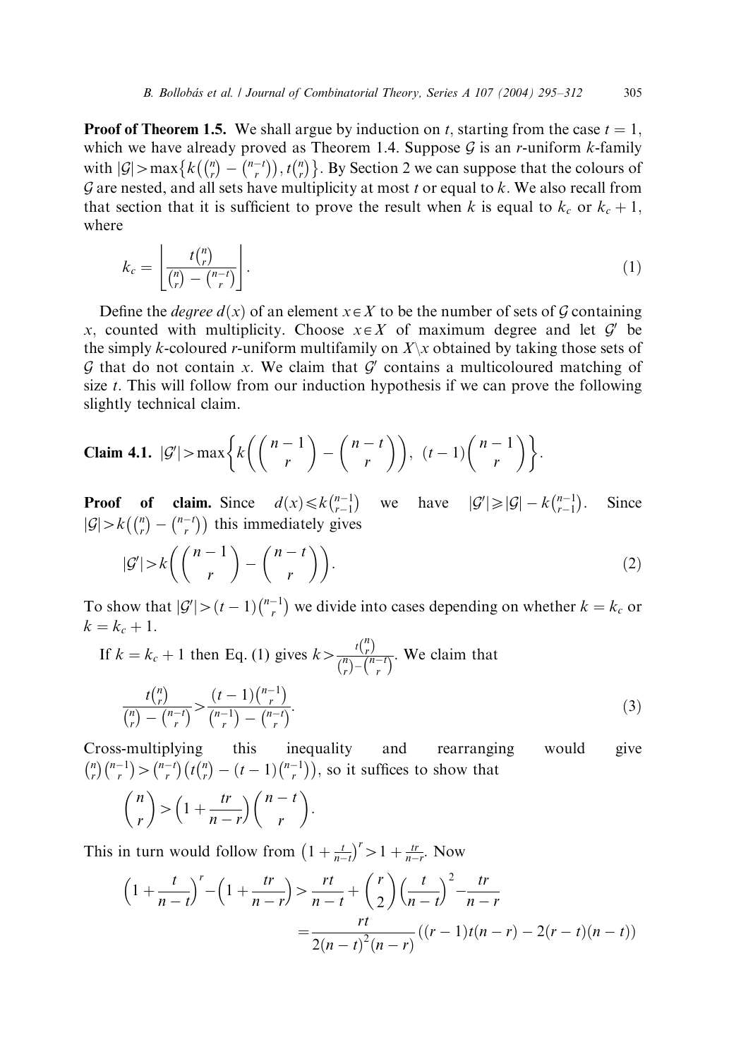**Proof of Theorem 1.5.** We shall argue by induction on $t$, starting from the case $t = 1$, which we have already proved as Theorem 1.4. Suppose $\mathcal{G}$ is an $r$-uniform $k$-family with $|\mathcal{G}| > \max\left\{k\left(\binom{n}{r} - \binom{n-t}{r}\right), t\binom{n}{r}\right\}$. By Section 2 we can suppose that the colours of $\mathcal{G}$ are nested, and all sets have multiplicity at most $t$ or equal to $k$. We also recall from that section that it is sufficient to prove the result when $k$ is equal to $k_c$ or $k_c + 1$, where

$$k_c = \left\lfloor \frac{t\binom{n}{r}}{\binom{n}{r} - \binom{n-t}{r}} \right\rfloor. \tag{1}$$

Define the *degree* $d(x)$ of an element $x \in X$ to be the number of sets of $\mathcal{G}$ containing $x$, counted with multiplicity. Choose $x \in X$ of maximum degree and let $\mathcal{G}'$ be the simply $k$-coloured $r$-uniform multifamily on $X \backslash x$ obtained by taking those sets of $\mathcal{G}$ that do not contain $x$. We claim that $\mathcal{G}'$ contains a multicoloured matching of size $t$. This will follow from our induction hypothesis if we can prove the following slightly technical claim.

**Claim 4.1.** $|\mathcal{G}'| > \max\left\{k\left(\binom{n-1}{r} - \binom{n-t}{r}\right),\ (t-1)\binom{n-1}{r}\right\}$.

**Proof of claim.** Since $d(x) \leqslant k\binom{n-1}{r-1}$ we have $|\mathcal{G}'| \geqslant |\mathcal{G}| - k\binom{n-1}{r-1}$. Since $|\mathcal{G}| > k\left(\binom{n}{r} - \binom{n-t}{r}\right)$ this immediately gives

$$|\mathcal{G}'| > k\left(\binom{n-1}{r} - \binom{n-t}{r}\right). \tag{2}$$

To show that $|\mathcal{G}'| > (t-1)\binom{n-1}{r}$ we divide into cases depending on whether $k = k_c$ or $k = k_c + 1$.

If $k = k_c + 1$ then Eq. (1) gives $k > \frac{t\binom{n}{r}}{\binom{n}{r} - \binom{n-t}{r}}$. We claim that

$$\frac{t\binom{n}{r}}{\binom{n}{r} - \binom{n-t}{r}} > \frac{(t-1)\binom{n-1}{r}}{\binom{n-1}{r} - \binom{n-t}{r}}. \tag{3}$$

Cross-multiplying this inequality and rearranging would give $\binom{n}{r}\binom{n-1}{r} > \binom{n-t}{r}\left(t\binom{n}{r} - (t-1)\binom{n-1}{r}\right)$, so it suffices to show that

$$\binom{n}{r} > \left(1 + \frac{tr}{n-r}\right)\binom{n-t}{r}.$$

This in turn would follow from $\left(1 + \frac{t}{n-t}\right)^r > 1 + \frac{tr}{n-r}$. Now

$$\begin{aligned}
\left(1 + \frac{t}{n-t}\right)^r - \left(1 + \frac{tr}{n-r}\right) &> \frac{rt}{n-t} + \binom{r}{2}\left(\frac{t}{n-t}\right)^2 - \frac{tr}{n-r} \\
&= \frac{rt}{2(n-t)^2(n-r)}\left((r-1)t(n-r) - 2(r-t)(n-t)\right)
\end{aligned}$$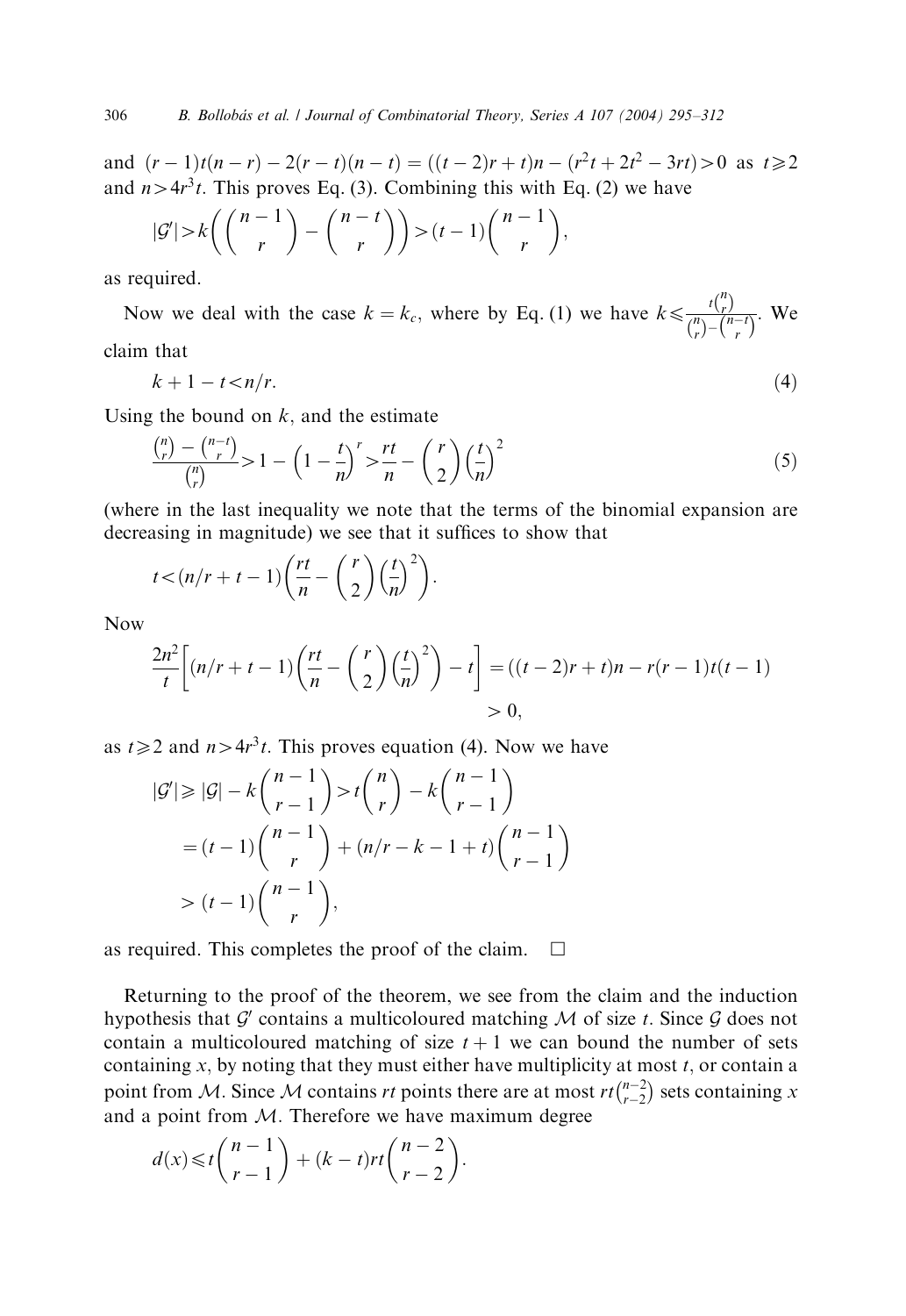and $(r-1)t(n-r) - 2(r-t)(n-t) = ((t-2)r+t)n - (r^2t + 2t^2 - 3rt) > 0$ as $t \geqslant 2$ and $n > 4r^3t$. This proves Eq. (3). Combining this with Eq. (2) we have

$$|\mathcal{G}'| > k\left(\binom{n-1}{r} - \binom{n-t}{r}\right) > (t-1)\binom{n-1}{r},$$

as required.

Now we deal with the case $k = k_c$, where by Eq. (1) we have $k \leqslant \frac{t\binom{n}{r}}{\binom{n}{r} - \binom{n-t}{r}}$. We claim that

$$k + 1 - t < n/r. \tag{4}$$

Using the bound on $k$, and the estimate

$$\frac{\binom{n}{r} - \binom{n-t}{r}}{\binom{n}{r}} > 1 - \left(1 - \frac{t}{n}\right)^r > \frac{rt}{n} - \binom{r}{2}\left(\frac{t}{n}\right)^2 \tag{5}$$

(where in the last inequality we note that the terms of the binomial expansion are decreasing in magnitude) we see that it suffices to show that

$$t < (n/r + t - 1)\left(\frac{rt}{n} - \binom{r}{2}\left(\frac{t}{n}\right)^2\right).$$

Now

$$\frac{2n^2}{t}\left[(n/r + t - 1)\left(\frac{rt}{n} - \binom{r}{2}\left(\frac{t}{n}\right)^2\right) - t\right] = ((t-2)r + t)n - r(r-1)t(t-1) > 0,$$

as $t \geqslant 2$ and $n > 4r^3t$. This proves equation (4). Now we have

$$\begin{aligned}
|\mathcal{G}'| &\geqslant |\mathcal{G}| - k\binom{n-1}{r-1} > t\binom{n}{r} - k\binom{n-1}{r-1} \\
&= (t-1)\binom{n-1}{r} + (n/r - k - 1 + t)\binom{n-1}{r-1} \\
&> (t-1)\binom{n-1}{r},
\end{aligned}$$

as required. This completes the proof of the claim. $\square$

Returning to the proof of the theorem, we see from the claim and the induction hypothesis that $\mathcal{G}'$ contains a multicoloured matching $\mathcal{M}$ of size $t$. Since $\mathcal{G}$ does not contain a multicoloured matching of size $t+1$ we can bound the number of sets containing $x$, by noting that they must either have multiplicity at most $t$, or contain a point from $\mathcal{M}$. Since $\mathcal{M}$ contains $rt$ points there are at most $rt\binom{n-2}{r-2}$ sets containing $x$ and a point from $\mathcal{M}$. Therefore we have maximum degree

$$d(x) \leqslant t\binom{n-1}{r-1} + (k-t)rt\binom{n-2}{r-2}.$$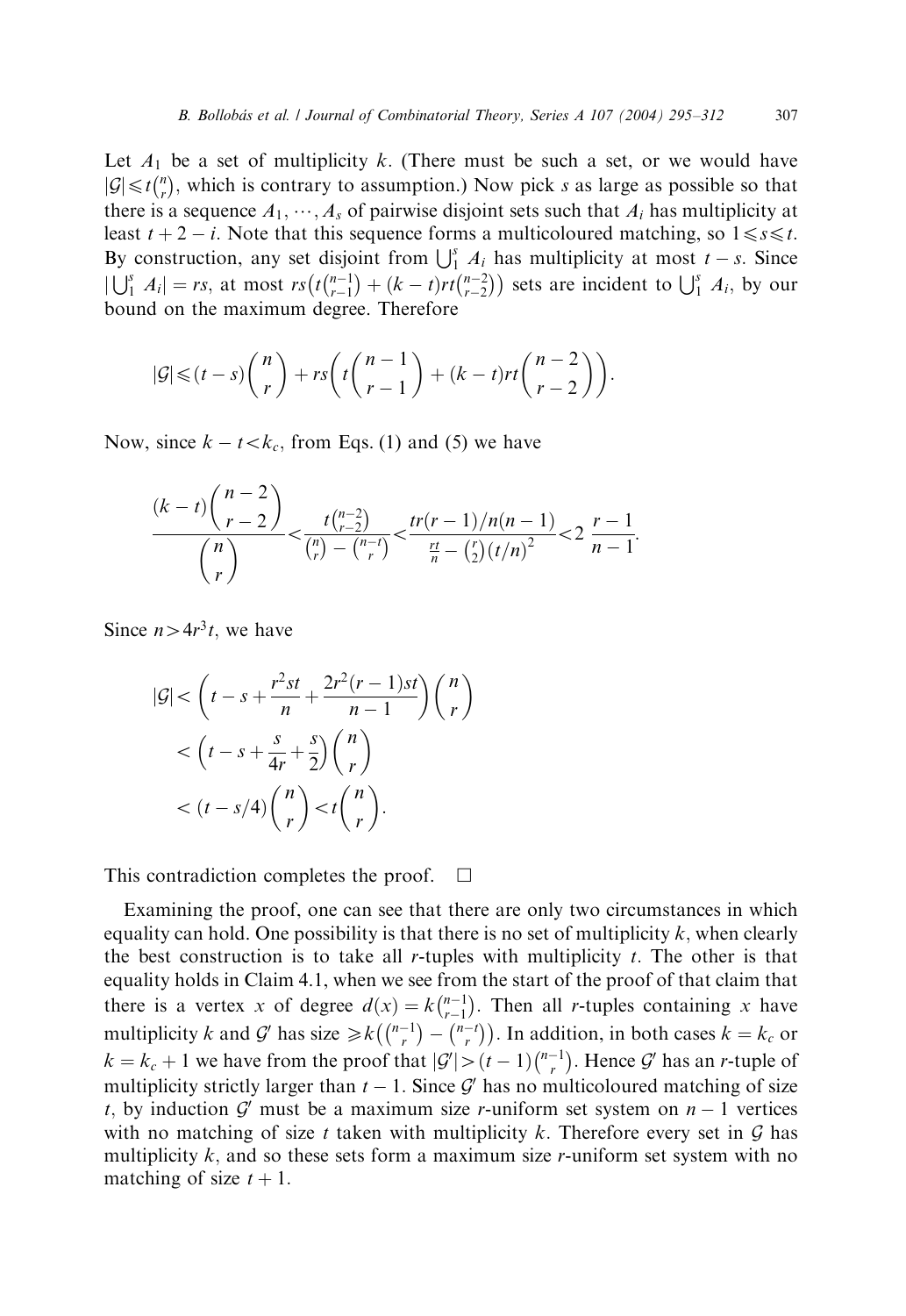Let $A_1$ be a set of multiplicity $k$. (There must be such a set, or we would have $|\mathcal{G}| \leqslant t\binom{n}{r}$, which is contrary to assumption.) Now pick $s$ as large as possible so that there is a sequence $A_1, \cdots, A_s$ of pairwise disjoint sets such that $A_i$ has multiplicity at least $t+2-i$. Note that this sequence forms a multicoloured matching, so $1 \leqslant s \leqslant t$. By construction, any set disjoint from $\bigcup_1^s A_i$ has multiplicity at most $t-s$. Since $|\bigcup_1^s A_i| = rs$, at most $rs\left(t\binom{n-1}{r-1} + (k-t)rt\binom{n-2}{r-2}\right)$ sets are incident to $\bigcup_1^s A_i$, by our bound on the maximum degree. Therefore

$$|\mathcal{G}| \leqslant (t-s)\binom{n}{r} + rs\left(t\binom{n-1}{r-1} + (k-t)rt\binom{n-2}{r-2}\right).$$

Now, since $k - t < k_c$, from Eqs. (1) and (5) we have

$$\frac{(k-t)\binom{n-2}{r-2}}{\binom{n}{r}} < \frac{t\binom{n-2}{r-2}}{\binom{n}{r} - \binom{n-t}{r}} < \frac{tr(r-1)/n(n-1)}{\frac{rt}{n} - \binom{r}{2}(t/n)^2} < 2\,\frac{r-1}{n-1}.$$

Since $n > 4r^3t$, we have

$$\begin{aligned}
|\mathcal{G}| &< \left(t - s + \frac{r^2st}{n} + \frac{2r^2(r-1)st}{n-1}\right)\binom{n}{r} \\
&< \left(t - s + \frac{s}{4r} + \frac{s}{2}\right)\binom{n}{r} \\
&< (t - s/4)\binom{n}{r} < t\binom{n}{r}.
\end{aligned}$$

This contradiction completes the proof. $\square$

Examining the proof, one can see that there are only two circumstances in which equality can hold. One possibility is that there is no set of multiplicity $k$, when clearly the best construction is to take all $r$-tuples with multiplicity $t$. The other is that equality holds in Claim 4.1, when we see from the start of the proof of that claim that there is a vertex $x$ of degree $d(x) = k\binom{n-1}{r-1}$. Then all $r$-tuples containing $x$ have multiplicity $k$ and $\mathcal{G}'$ has size $\geqslant k\left(\binom{n-1}{r} - \binom{n-t}{r}\right)$. In addition, in both cases $k = k_c$ or $k = k_c + 1$ we have from the proof that $|\mathcal{G}'| > (t-1)\binom{n-1}{r}$. Hence $\mathcal{G}'$ has an $r$-tuple of multiplicity strictly larger than $t-1$. Since $\mathcal{G}'$ has no multicoloured matching of size $t$, by induction $\mathcal{G}'$ must be a maximum size $r$-uniform set system on $n-1$ vertices with no matching of size $t$ taken with multiplicity $k$. Therefore every set in $\mathcal{G}$ has multiplicity $k$, and so these sets form a maximum size $r$-uniform set system with no matching of size $t+1$.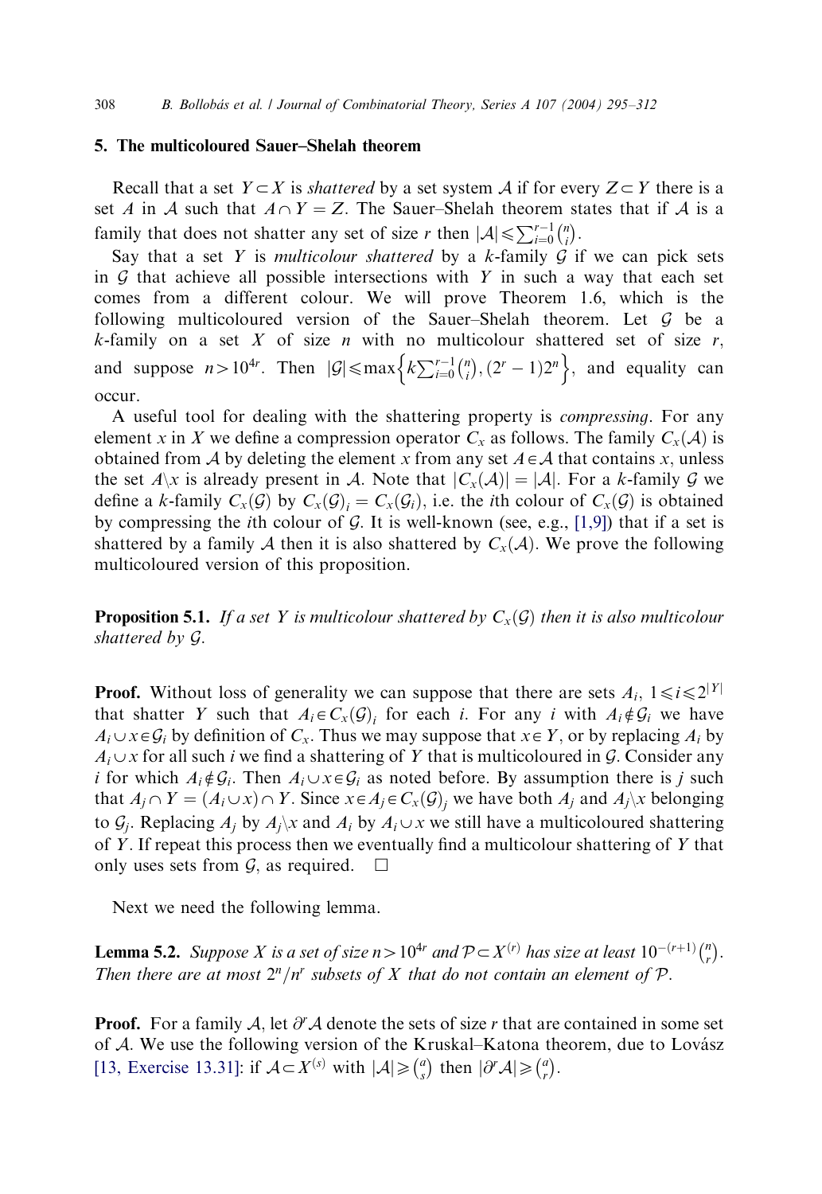## 5. The multicoloured Sauer–Shelah theorem

Recall that a set $Y \subset X$ is *shattered* by a set system $\mathcal{A}$ if for every $Z \subset Y$ there is a set $A$ in $\mathcal{A}$ such that $A \cap Y = Z$. The Sauer–Shelah theorem states that if $\mathcal{A}$ is a family that does not shatter any set of size $r$ then $|\mathcal{A}| \leqslant \sum_{i=0}^{r-1} \binom{n}{i}$.

Say that a set $Y$ is *multicolour shattered* by a $k$-family $\mathcal{G}$ if we can pick sets in $\mathcal{G}$ that achieve all possible intersections with $Y$ in such a way that each set comes from a different colour. We will prove Theorem 1.6, which is the following multicoloured version of the Sauer–Shelah theorem. Let $\mathcal{G}$ be a $k$-family on a set $X$ of size $n$ with no multicolour shattered set of size $r$, and suppose $n > 10^{4r}$. Then $|\mathcal{G}| \leqslant \max\left\{k \sum_{i=0}^{r-1} \binom{n}{i}, (2^r - 1)2^n\right\}$, and equality can occur.

A useful tool for dealing with the shattering property is *compressing*. For any element $x$ in $X$ we define a compression operator $C_x$ as follows. The family $C_x(\mathcal{A})$ is obtained from $\mathcal{A}$ by deleting the element $x$ from any set $A \in \mathcal{A}$ that contains $x$, unless the set $A \backslash x$ is already present in $\mathcal{A}$. Note that $|C_x(\mathcal{A})| = |\mathcal{A}|$. For a $k$-family $\mathcal{G}$ we define a $k$-family $C_x(\mathcal{G})$ by $C_x(\mathcal{G})_i = C_x(\mathcal{G}_i)$, i.e. the $i$th colour of $C_x(\mathcal{G})$ is obtained by compressing the $i$th colour of $\mathcal{G}$. It is well-known (see, e.g., [1,9]) that if a set is shattered by a family $\mathcal{A}$ then it is also shattered by $C_x(\mathcal{A})$. We prove the following multicoloured version of this proposition.

**Proposition 5.1.** *If a set $Y$ is multicolour shattered by $C_x(\mathcal{G})$ then it is also multicolour shattered by $\mathcal{G}$.*

**Proof.** Without loss of generality we can suppose that there are sets $A_i$, $1 \leqslant i \leqslant 2^{|Y|}$ that shatter $Y$ such that $A_i \in C_x(\mathcal{G})_i$ for each $i$. For any $i$ with $A_i \notin \mathcal{G}_i$ we have $A_i \cup x \in \mathcal{G}_i$ by definition of $C_x$. Thus we may suppose that $x \in Y$, or by replacing $A_i$ by $A_i \cup x$ for all such $i$ we find a shattering of $Y$ that is multicoloured in $\mathcal{G}$. Consider any $i$ for which $A_i \notin \mathcal{G}_i$. Then $A_i \cup x \in \mathcal{G}_i$ as noted before. By assumption there is $j$ such that $A_j \cap Y = (A_i \cup x) \cap Y$. Since $x \in A_j \in C_x(\mathcal{G})_j$ we have both $A_j$ and $A_j \backslash x$ belonging to $\mathcal{G}_j$. Replacing $A_j$ by $A_j \backslash x$ and $A_i$ by $A_i \cup x$ we still have a multicoloured shattering of $Y$. If repeat this process then we eventually find a multicolour shattering of $Y$ that only uses sets from $\mathcal{G}$, as required. $\square$

Next we need the following lemma.

**Lemma 5.2.** *Suppose $X$ is a set of size $n > 10^{4r}$ and $\mathcal{P} \subset X^{(r)}$ has size at least $10^{-(r+1)}\binom{n}{r}$. Then there are at most $2^n/n^r$ subsets of $X$ that do not contain an element of $\mathcal{P}$.*

**Proof.** For a family $\mathcal{A}$, let $\partial^r \mathcal{A}$ denote the sets of size $r$ that are contained in some set of $\mathcal{A}$. We use the following version of the Kruskal–Katona theorem, due to Lovász [13, Exercise 13.31]: if $\mathcal{A} \subset X^{(s)}$ with $|\mathcal{A}| \geqslant \binom{a}{s}$ then $|\partial^r \mathcal{A}| \geqslant \binom{a}{r}$.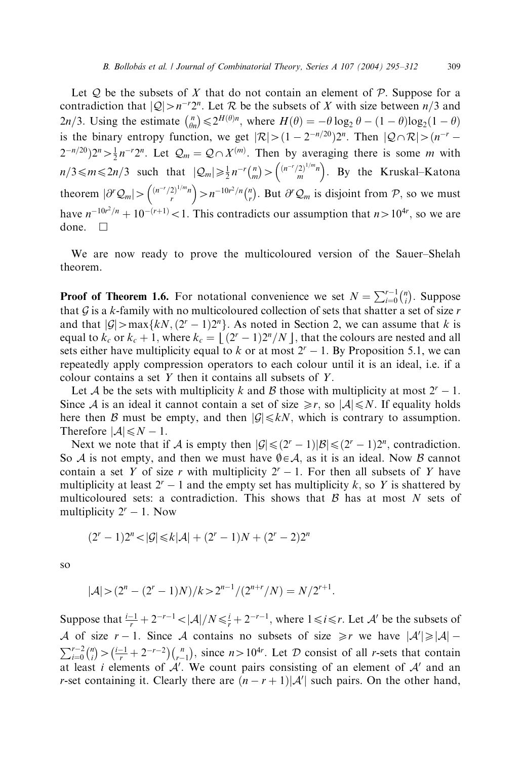Let $\mathcal{Q}$ be the subsets of $X$ that do not contain an element of $\mathcal{P}$. Suppose for a contradiction that $|\mathcal{Q}| > n^{-r}2^n$. Let $\mathcal{R}$ be the subsets of $X$ with size between $n/3$ and $2n/3$. Using the estimate $\binom{n}{\theta n} \leqslant 2^{H(\theta)n}$, where $H(\theta) = -\theta \log_2 \theta - (1-\theta)\log_2(1-\theta)$ is the binary entropy function, we get $|\mathcal{R}| > (1 - 2^{-n/20})2^n$. Then $|\mathcal{Q} \cap \mathcal{R}| > (n^{-r} - 2^{-n/20})2^n > \frac{1}{2}n^{-r}2^n$. Let $\mathcal{Q}_m = \mathcal{Q} \cap X^{(m)}$. Then by averaging there is some $m$ with $n/3 \leqslant m \leqslant 2n/3$ such that $|\mathcal{Q}_m| \geqslant \frac{1}{2}n^{-r}\binom{n}{m} > \binom{(n^{-r}/2)^{1/m}n}{m}$. By the Kruskal–Katona theorem $|\partial^r \mathcal{Q}_m| > \binom{(n^{-r}/2)^{1/m}n}{r} > n^{-10r^2/n}\binom{n}{r}$. But $\partial^r \mathcal{Q}_m$ is disjoint from $\mathcal{P}$, so we must have $n^{-10r^2/n} + 10^{-(r+1)} < 1$. This contradicts our assumption that $n > 10^{4r}$, so we are done. $\square$

We are now ready to prove the multicoloured version of the Sauer–Shelah theorem.

**Proof of Theorem 1.6.** For notational convenience we set $N = \sum_{i=0}^{r-1}\binom{n}{i}$. Suppose that $\mathcal{G}$ is a $k$-family with no multicoloured collection of sets that shatter a set of size $r$ and that $|\mathcal{G}| > \max\{kN, (2^r-1)2^n\}$. As noted in Section 2, we can assume that $k$ is equal to $k_c$ or $k_c + 1$, where $k_c = \lfloor (2^r-1)2^n/N \rfloor$, that the colours are nested and all sets either have multiplicity equal to $k$ or at most $2^r - 1$. By Proposition 5.1, we can repeatedly apply compression operators to each colour until it is an ideal, i.e. if a colour contains a set $Y$ then it contains all subsets of $Y$.

Let $\mathcal{A}$ be the sets with multiplicity $k$ and $\mathcal{B}$ those with multiplicity at most $2^r-1$. Since $\mathcal{A}$ is an ideal it cannot contain a set of size $\geqslant r$, so $|\mathcal{A}| \leqslant N$. If equality holds here then $\mathcal{B}$ must be empty, and then $|\mathcal{G}| \leqslant kN$, which is contrary to assumption. Therefore $|\mathcal{A}| \leqslant N - 1$.

Next we note that if $\mathcal{A}$ is empty then $|\mathcal{G}| \leqslant (2^r-1)|\mathcal{B}| \leqslant (2^r-1)2^n$, contradiction. So $\mathcal{A}$ is not empty, and then we must have $\emptyset \in \mathcal{A}$, as it is an ideal. Now $\mathcal{B}$ cannot contain a set $Y$ of size $r$ with multiplicity $2^r-1$. For then all subsets of $Y$ have multiplicity at least $2^r-1$ and the empty set has multiplicity $k$, so $Y$ is shattered by multicoloured sets: a contradiction. This shows that $\mathcal{B}$ has at most $N$ sets of multiplicity $2^r-1$. Now

$$(2^r-1)2^n < |\mathcal{G}| \leqslant k|\mathcal{A}| + (2^r-1)N + (2^r-2)2^n$$

so

$$|\mathcal{A}| > (2^n - (2^r-1)N)/k > 2^{n-1}/(2^{n+r}/N) = N/2^{r+1}.$$

Suppose that $\frac{i-1}{r} + 2^{-r-1} < |\mathcal{A}|/N \leqslant \frac{i}{r} + 2^{-r-1}$, where $1 \leqslant i \leqslant r$. Let $\mathcal{A}'$ be the subsets of $\mathcal{A}$ of size $r-1$. Since $\mathcal{A}$ contains no subsets of size $\geqslant r$ we have $|\mathcal{A}'| \geqslant |\mathcal{A}| - \sum_{i=0}^{r-2}\binom{n}{i} > \left(\frac{i-1}{r} + 2^{-r-2}\right)\binom{n}{r-1}$, since $n > 10^{4r}$. Let $\mathcal{D}$ consist of all $r$-sets that contain at least $i$ elements of $\mathcal{A}'$. We count pairs consisting of an element of $\mathcal{A}'$ and an $r$-set containing it. Clearly there are $(n-r+1)|\mathcal{A}'|$ such pairs. On the other hand,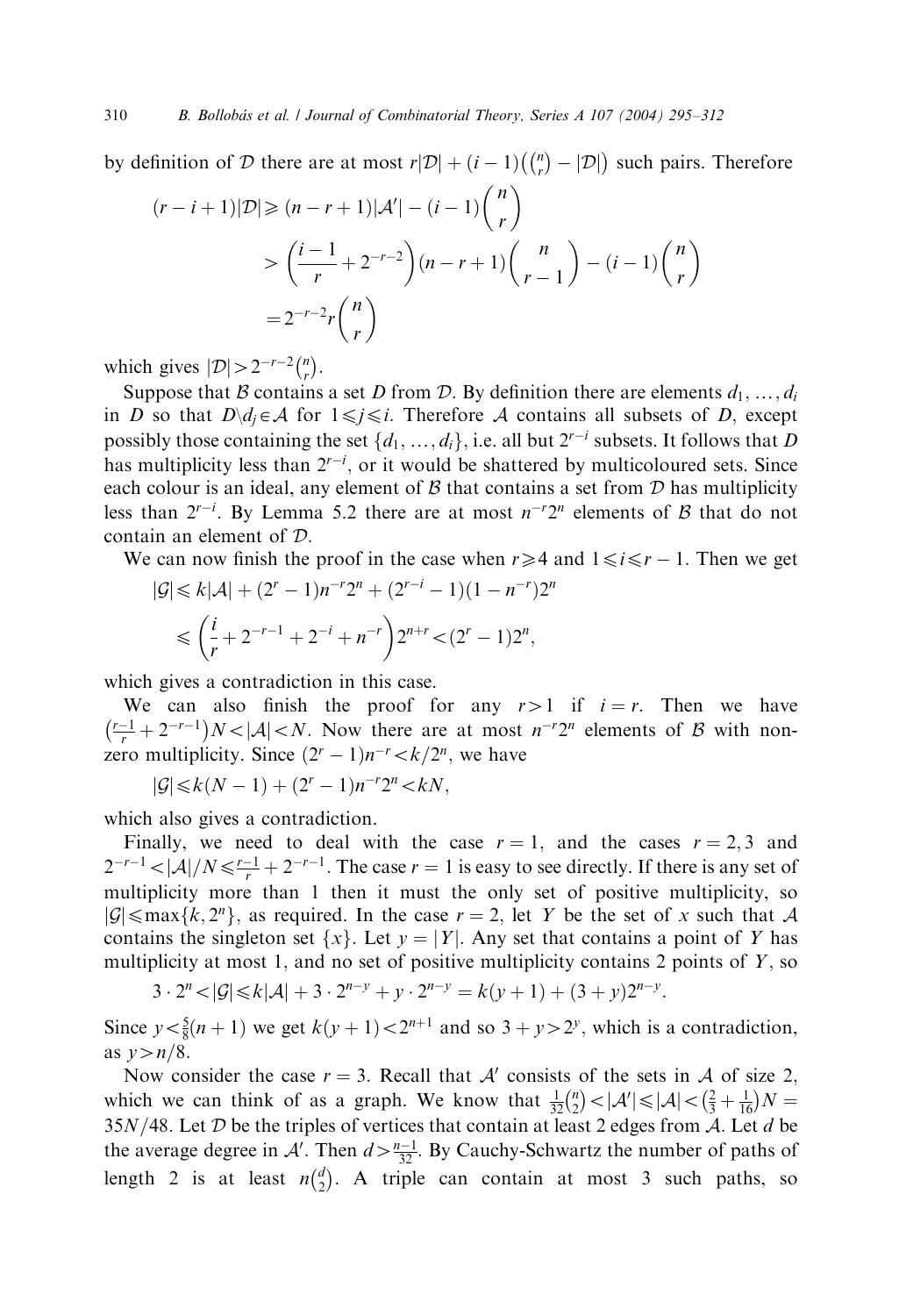by definition of $\mathcal{D}$ there are at most $r|\mathcal{D}| + (i-1)\left(\binom{n}{r} - |\mathcal{D}|\right)$ such pairs. Therefore

$$\begin{aligned}(r-i+1)|\mathcal{D}| &\geqslant (n-r+1)|\mathcal{A}'| - (i-1)\binom{n}{r} \\ &> \left(\frac{i-1}{r} + 2^{-r-2}\right)(n-r+1)\binom{n}{r-1} - (i-1)\binom{n}{r} \\ &= 2^{-r-2} r\binom{n}{r}\end{aligned}$$

which gives $|\mathcal{D}| > 2^{-r-2}\binom{n}{r}$.

Suppose that $\mathcal{B}$ contains a set $D$ from $\mathcal{D}$. By definition there are elements $d_1, \ldots, d_i$ in $D$ so that $D \backslash d_j \in \mathcal{A}$ for $1 \leqslant j \leqslant i$. Therefore $\mathcal{A}$ contains all subsets of $D$, except possibly those containing the set $\{d_1, \ldots, d_i\}$, i.e. all but $2^{r-i}$ subsets. It follows that $D$ has multiplicity less than $2^{r-i}$, or it would be shattered by multicoloured sets. Since each colour is an ideal, any element of $\mathcal{B}$ that contains a set from $\mathcal{D}$ has multiplicity less than $2^{r-i}$. By Lemma 5.2 there are at most $n^{-r}2^n$ elements of $\mathcal{B}$ that do not contain an element of $\mathcal{D}$.

We can now finish the proof in the case when $r \geqslant 4$ and $1 \leqslant i \leqslant r-1$. Then we get

$$\begin{aligned}|\mathcal{G}| &\leqslant k|\mathcal{A}| + (2^r - 1)n^{-r}2^n + (2^{r-i} - 1)(1 - n^{-r})2^n \\ &\leqslant \left(\frac{i}{r} + 2^{-r-1} + 2^{-i} + n^{-r}\right)2^{n+r} < (2^r - 1)2^n,\end{aligned}$$

which gives a contradiction in this case.

We can also finish the proof for any $r > 1$ if $i = r$. Then we have $\left(\frac{r-1}{r} + 2^{-r-1}\right)N < |\mathcal{A}| < N$. Now there are at most $n^{-r}2^n$ elements of $\mathcal{B}$ with non-zero multiplicity. Since $(2^r - 1)n^{-r} < k/2^n$, we have

$$|\mathcal{G}| \leqslant k(N-1) + (2^r - 1)n^{-r}2^n < kN,$$

which also gives a contradiction.

Finally, we need to deal with the case $r = 1$, and the cases $r = 2, 3$ and $2^{-r-1} < |\mathcal{A}|/N \leqslant \frac{r-1}{r} + 2^{-r-1}$. The case $r = 1$ is easy to see directly. If there is any set of multiplicity more than 1 then it must the only set of positive multiplicity, so $|\mathcal{G}| \leqslant \max\{k, 2^n\}$, as required. In the case $r = 2$, let $Y$ be the set of $x$ such that $\mathcal{A}$ contains the singleton set $\{x\}$. Let $y = |Y|$. Any set that contains a point of $Y$ has multiplicity at most 1, and no set of positive multiplicity contains 2 points of $Y$, so

$$3 \cdot 2^n < |\mathcal{G}| \leqslant k|\mathcal{A}| + 3 \cdot 2^{n-y} + y \cdot 2^{n-y} = k(y+1) + (3+y)2^{n-y}.$$

Since $y < \frac{5}{8}(n+1)$ we get $k(y+1) < 2^{n+1}$ and so $3 + y > 2^y$, which is a contradiction, as $y > n/8$.

Now consider the case $r = 3$. Recall that $\mathcal{A}'$ consists of the sets in $\mathcal{A}$ of size 2, which we can think of as a graph. We know that $\frac{1}{32}\binom{n}{2} < |\mathcal{A}'| \leqslant |\mathcal{A}| < \left(\frac{2}{3} + \frac{1}{16}\right)N = 35N/48$. Let $\mathcal{D}$ be the triples of vertices that contain at least 2 edges from $\mathcal{A}$. Let $d$ be the average degree in $\mathcal{A}'$. Then $d > \frac{n-1}{32}$. By Cauchy-Schwartz the number of paths of length 2 is at least $n\binom{d}{2}$. A triple can contain at most 3 such paths, so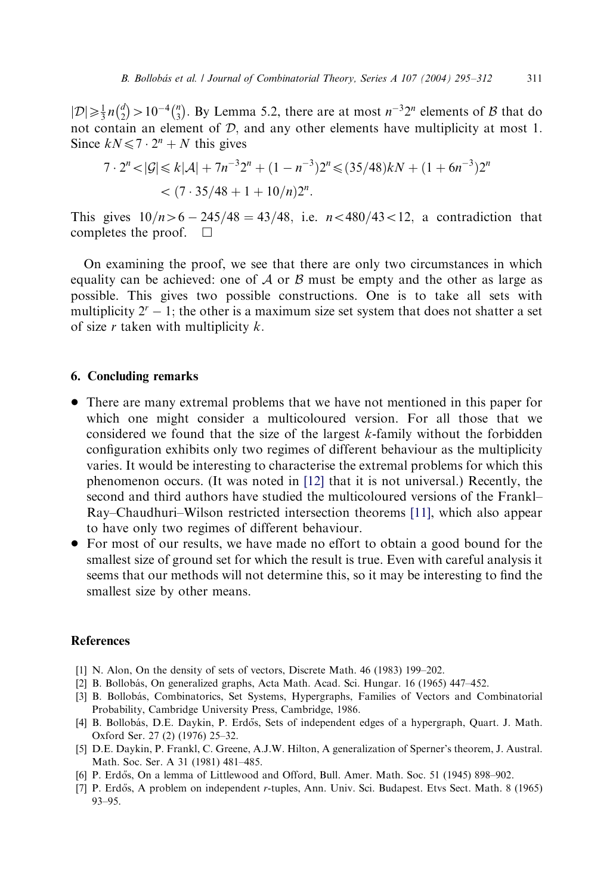$|\mathcal{D}| \geqslant \frac{1}{3} n\binom{d}{2} > 10^{-4}\binom{n}{3}$. By Lemma 5.2, there are at most $n^{-3}2^n$ elements of $\mathcal{B}$ that do not contain an element of $\mathcal{D}$, and any other elements have multiplicity at most 1. Since $kN \leqslant 7 \cdot 2^n + N$ this gives

$$7 \cdot 2^n < |\mathcal{G}| \leqslant k|\mathcal{A}| + 7n^{-3}2^n + (1 - n^{-3})2^n \leqslant (35/48)kN + (1 + 6n^{-3})2^n$$
$$< (7 \cdot 35/48 + 1 + 10/n)2^n.$$

This gives $10/n > 6 - 245/48 = 43/48$, i.e. $n < 480/43 < 12$, a contradiction that completes the proof. $\square$

On examining the proof, we see that there are only two circumstances in which equality can be achieved: one of $\mathcal{A}$ or $\mathcal{B}$ must be empty and the other as large as possible. This gives two possible constructions. One is to take all sets with multiplicity $2^r - 1$; the other is a maximum size set system that does not shatter a set of size $r$ taken with multiplicity $k$.

## 6. Concluding remarks

- There are many extremal problems that we have not mentioned in this paper for which one might consider a multicoloured version. For all those that we considered we found that the size of the largest $k$-family without the forbidden configuration exhibits only two regimes of different behaviour as the multiplicity varies. It would be interesting to characterise the extremal problems for which this phenomenon occurs. (It was noted in [12] that it is not universal.) Recently, the second and third authors have studied the multicoloured versions of the Frankl–Ray–Chaudhuri–Wilson restricted intersection theorems [11], which also appear to have only two regimes of different behaviour.
- For most of our results, we have made no effort to obtain a good bound for the smallest size of ground set for which the result is true. Even with careful analysis it seems that our methods will not determine this, so it may be interesting to find the smallest size by other means.

## References

[1] N. Alon, On the density of sets of vectors, Discrete Math. 46 (1983) 199–202.

[2] B. Bollobás, On generalized graphs, Acta Math. Acad. Sci. Hungar. 16 (1965) 447–452.

[3] B. Bollobás, Combinatorics, Set Systems, Hypergraphs, Families of Vectors and Combinatorial Probability, Cambridge University Press, Cambridge, 1986.

[4] B. Bollobás, D.E. Daykin, P. Erdős, Sets of independent edges of a hypergraph, Quart. J. Math. Oxford Ser. 27 (2) (1976) 25–32.

[5] D.E. Daykin, P. Frankl, C. Greene, A.J.W. Hilton, A generalization of Sperner's theorem, J. Austral. Math. Soc. Ser. A 31 (1981) 481–485.

[6] P. Erdős, On a lemma of Littlewood and Offord, Bull. Amer. Math. Soc. 51 (1945) 898–902.

[7] P. Erdős, A problem on independent $r$-tuples, Ann. Univ. Sci. Budapest. Etvs Sect. Math. 8 (1965) 93–95.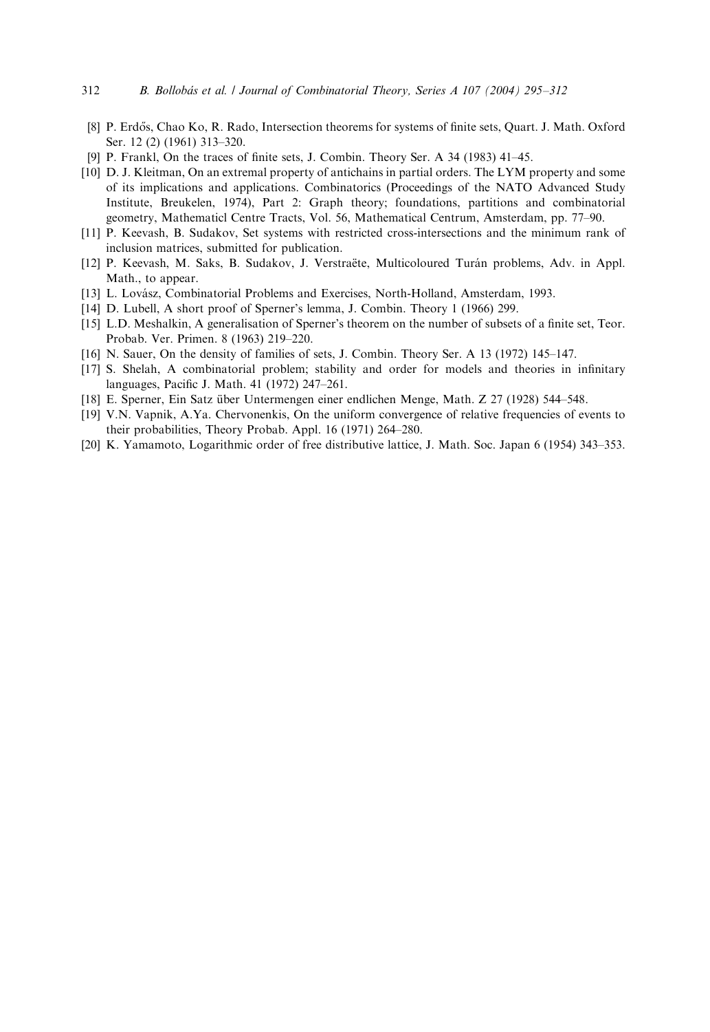[8] P. Erdős, Chao Ko, R. Rado, Intersection theorems for systems of finite sets, Quart. J. Math. Oxford Ser. 12 (2) (1961) 313–320.

[9] P. Frankl, On the traces of finite sets, J. Combin. Theory Ser. A 34 (1983) 41–45.

[10] D. J. Kleitman, On an extremal property of antichains in partial orders. The LYM property and some of its implications and applications. Combinatorics (Proceedings of the NATO Advanced Study Institute, Breukelen, 1974), Part 2: Graph theory; foundations, partitions and combinatorial geometry, Mathematicl Centre Tracts, Vol. 56, Mathematical Centrum, Amsterdam, pp. 77–90.

[11] P. Keevash, B. Sudakov, Set systems with restricted cross-intersections and the minimum rank of inclusion matrices, submitted for publication.

[12] P. Keevash, M. Saks, B. Sudakov, J. Verstraëte, Multicoloured Turán problems, Adv. in Appl. Math., to appear.

[13] L. Lovász, Combinatorial Problems and Exercises, North-Holland, Amsterdam, 1993.

[14] D. Lubell, A short proof of Sperner's lemma, J. Combin. Theory 1 (1966) 299.

[15] L.D. Meshalkin, A generalisation of Sperner's theorem on the number of subsets of a finite set, Teor. Probab. Ver. Primen. 8 (1963) 219–220.

[16] N. Sauer, On the density of families of sets, J. Combin. Theory Ser. A 13 (1972) 145–147.

[17] S. Shelah, A combinatorial problem; stability and order for models and theories in infinitary languages, Pacific J. Math. 41 (1972) 247–261.

[18] E. Sperner, Ein Satz über Untermengen einer endlichen Menge, Math. Z 27 (1928) 544–548.

[19] V.N. Vapnik, A.Ya. Chervonenkis, On the uniform convergence of relative frequencies of events to their probabilities, Theory Probab. Appl. 16 (1971) 264–280.

[20] K. Yamamoto, Logarithmic order of free distributive lattice, J. Math. Soc. Japan 6 (1954) 343–353.